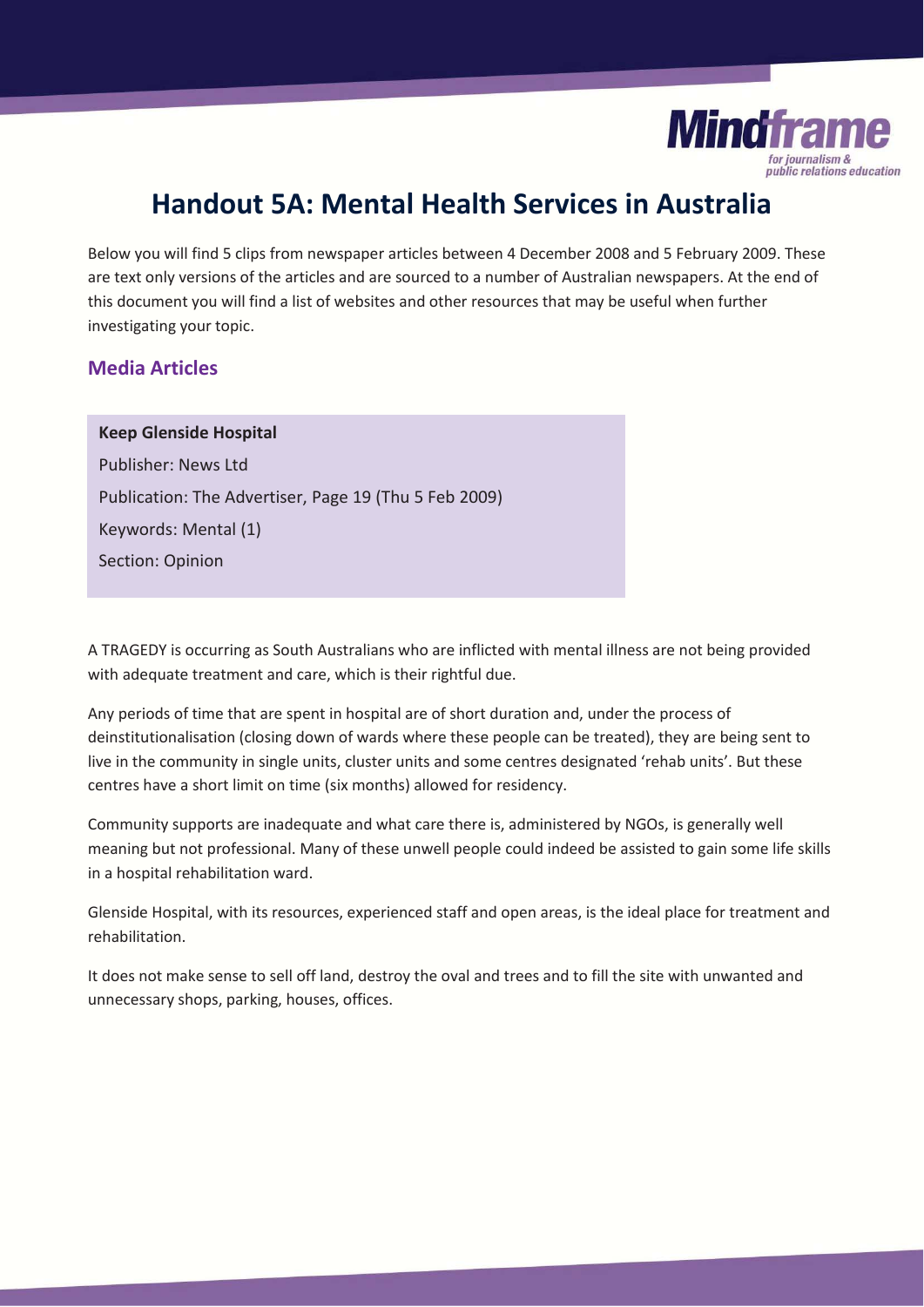# Handout 5A: Mental Health Services in Australia

Below you will find 5 clips from newspaper articles between 4 December 2008 and 5 February 2009. These are text only versions of the articles and are sourced to a number of Australian newspapers. At the end of this document you will find a list of websites and other resources that may be useful when further investigating your topic.

## Media Articles

**Keep Glenside Hospital**

Publisher: News Ltd

Publication: The Advertiser, Page 19 (Thu 5 Feb 2009)

Keywords: Mental (1)

Section: Opinion

A TRAGEDY is occurring as South Australians who are inflicted with mental illness are not being provided with adequate treatment and care, which is their rightful due.

Any periods of time that are spent in hospital are of short duration and, under the process of deinstitutionalisation (closing down of wards where these people can be treated), they are being sent to live in the community in single units, cluster units and some centres designated 'rehab units'. But these centres have a short limit on time (six months) allowed for residency.

Community supports are inadequate and what care there is, administered by NGOs, is generally well meaning but not professional. Many of these unwell people could indeed be assisted to gain some life skills in a hospital rehabilitation ward.

Glenside Hospital, with its resources, experienced staff and open areas, is the ideal place for treatment and rehabilitation.

It does not make sense to sell off land, destroy the oval and trees and to fill the site with unwanted and unnecessary shops, parking, houses, offices.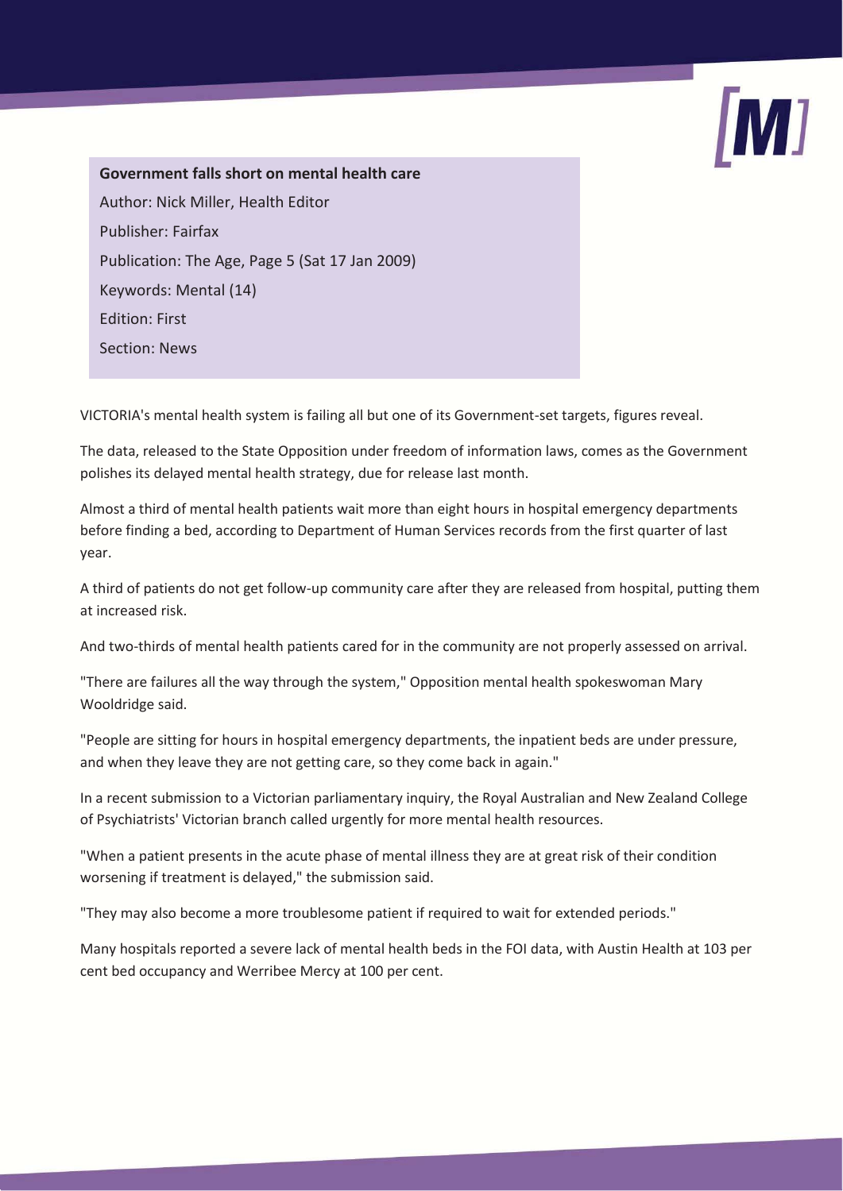**Government falls short on mental health care**

Author: Nick Miller, Health Editor

Publisher: Fairfax

Publication: The Age, Page 5 (Sat 17 Jan 2009)

Keywords: Mental (14)

Edition: First

Section: News

VICTORIA's mental health system is failing all but one of its Government-set targets, figures reveal.

The data, released to the State Opposition under freedom of information laws, comes as the Government polishes its delayed mental health strategy, due for release last month.

Almost a third of mental health patients wait more than eight hours in hospital emergency departments before finding a bed, according to Department of Human Services records from the first quarter of last year.

A third of patients do not get follow-up community care after they are released from hospital, putting them at increased risk.

And two-thirds of mental health patients cared for in the community are not properly assessed on arrival.

"There are failures all the way through the system," Opposition mental health spokeswoman Mary Wooldridge said.

"People are sitting for hours in hospital emergency departments, the inpatient beds are under pressure, and when they leave they are not getting care, so they come back in again."

In a recent submission to a Victorian parliamentary inquiry, the Royal Australian and New Zealand College of Psychiatrists' Victorian branch called urgently for more mental health resources.

"When a patient presents in the acute phase of mental illness they are at great risk of their condition worsening if treatment is delayed," the submission said.

"They may also become a more troublesome patient if required to wait for extended periods."

Many hospitals reported a severe lack of mental health beds in the FOI data, with Austin Health at 103 per cent bed occupancy and Werribee Mercy at 100 per cent.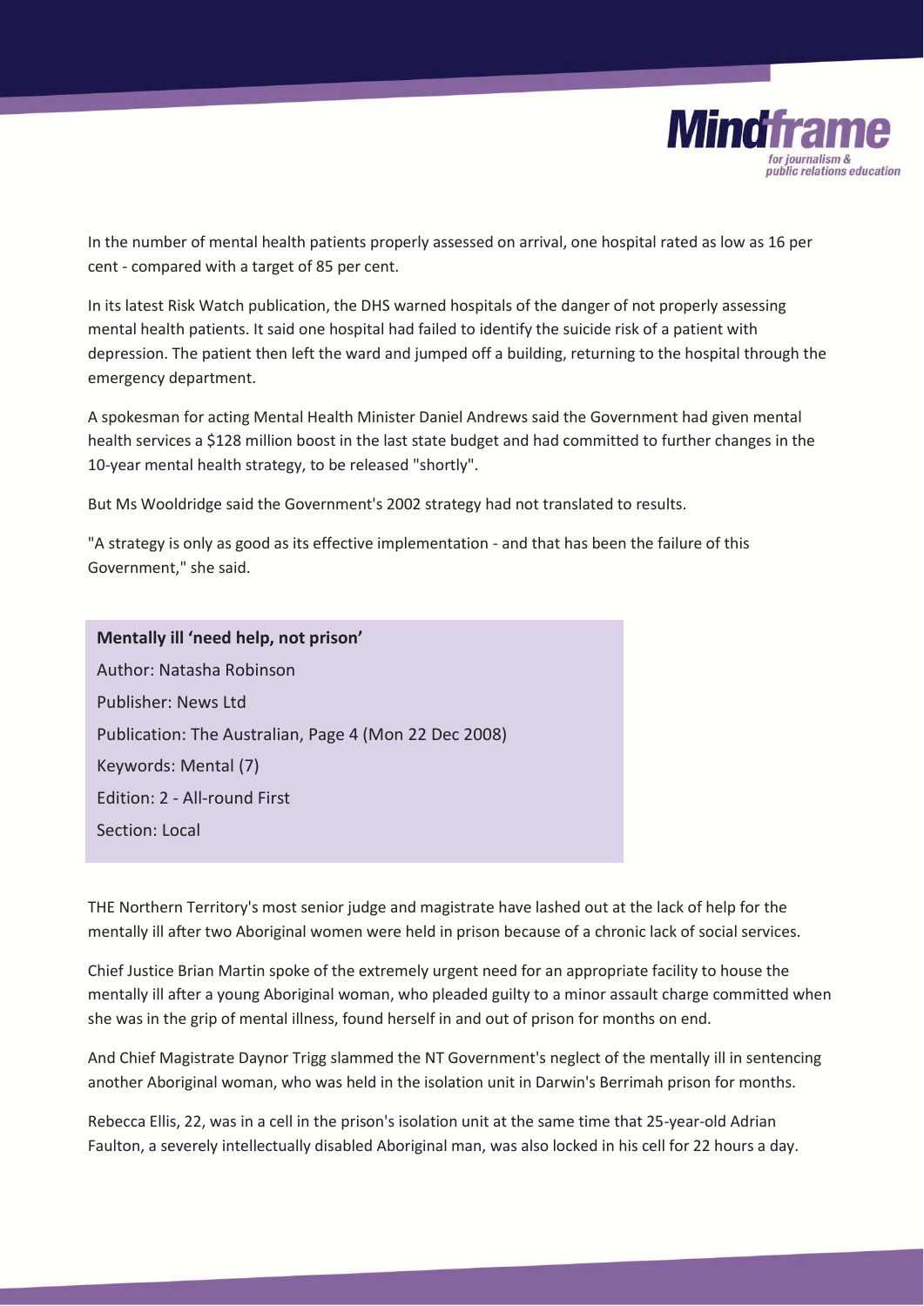In the number of mental health patients properly assessed on arrival, one hospital rated as low as 16 per cent - compared with a target of 85 per cent.

In its latest Risk Watch publication, the DHS warned hospitals of the danger of not properly assessing mental health patients. It said one hospital had failed to identify the suicide risk of a patient with depression. The patient then left the ward and jumped off a building, returning to the hospital through the emergency department.

A spokesman for acting Mental Health Minister Daniel Andrews said the Government had given mental health services a $128 million boost in the last state budget and had committed to further changes in the 10-year mental health strategy, to be released "shortly".

But Ms Wooldridge said the Government's 2002 strategy had not translated to results.

"A strategy is only as good as its effective implementation - and that has been the failure of this Government," she said.

**Mentally ill 'need help, not prison'**

Author: Natasha Robinson

Publisher: News Ltd

Publication: The Australian, Page 4 (Mon 22 Dec 2008)

Keywords: Mental (7)

Edition: 2 - All-round First

Section: Local

THE Northern Territory's most senior judge and magistrate have lashed out at the lack of help for the mentally ill after two Aboriginal women were held in prison because of a chronic lack of social services.

Chief Justice Brian Martin spoke of the extremely urgent need for an appropriate facility to house the mentally ill after a young Aboriginal woman, who pleaded guilty to a minor assault charge committed when she was in the grip of mental illness, found herself in and out of prison for months on end.

And Chief Magistrate Daynor Trigg slammed the NT Government's neglect of the mentally ill in sentencing another Aboriginal woman, who was held in the isolation unit in Darwin's Berrimah prison for months.

Rebecca Ellis, 22, was in a cell in the prison's isolation unit at the same time that 25-year-old Adrian Faulton, a severely intellectually disabled Aboriginal man, was also locked in his cell for 22 hours a day.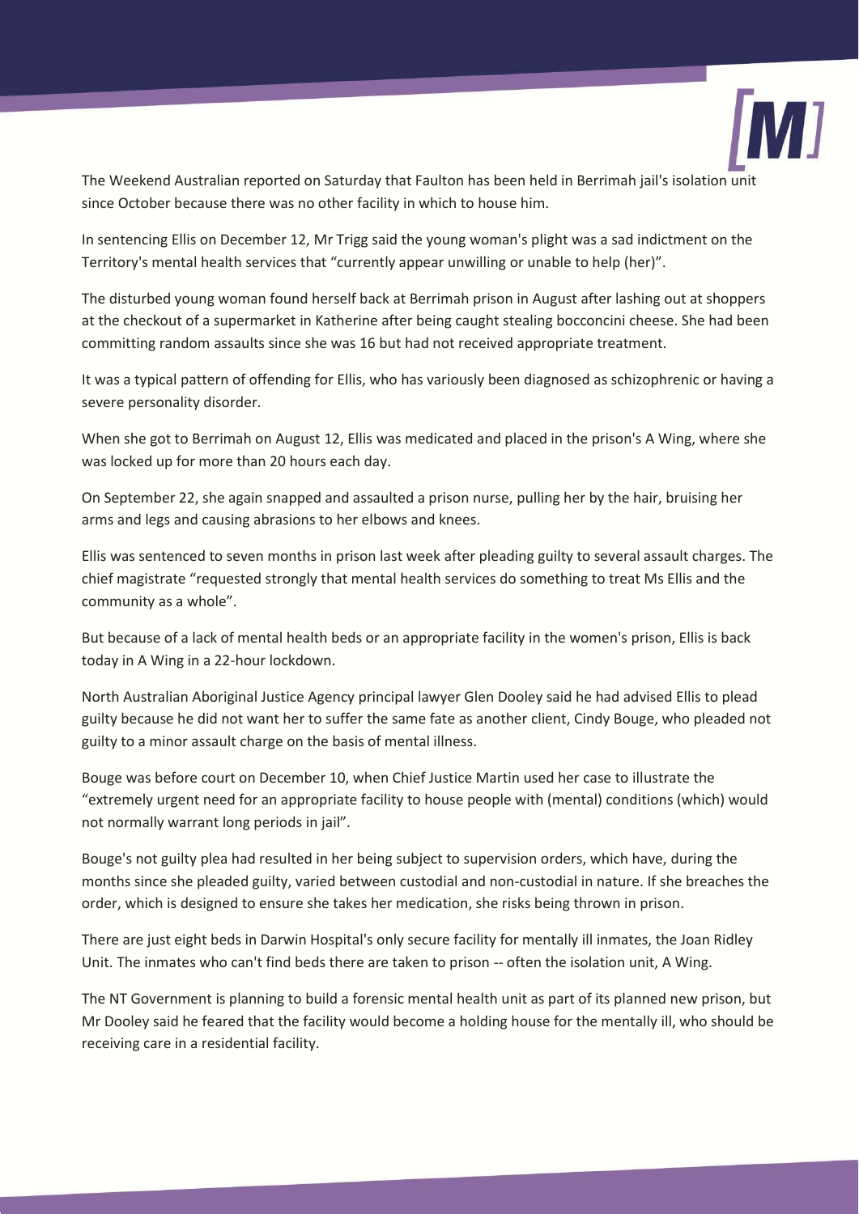The Weekend Australian reported on Saturday that Faulton has been held in Berrimah jail's isolation unit since October because there was no other facility in which to house him.

In sentencing Ellis on December 12, Mr Trigg said the young woman's plight was a sad indictment on the Territory's mental health services that “currently appear unwilling or unable to help (her)”.

The disturbed young woman found herself back at Berrimah prison in August after lashing out at shoppers at the checkout of a supermarket in Katherine after being caught stealing bocconcini cheese. She had been committing random assaults since she was 16 but had not received appropriate treatment.

It was a typical pattern of offending for Ellis, who has variously been diagnosed as schizophrenic or having a severe personality disorder.

When she got to Berrimah on August 12, Ellis was medicated and placed in the prison's A Wing, where she was locked up for more than 20 hours each day.

On September 22, she again snapped and assaulted a prison nurse, pulling her by the hair, bruising her arms and legs and causing abrasions to her elbows and knees.

Ellis was sentenced to seven months in prison last week after pleading guilty to several assault charges. The chief magistrate “requested strongly that mental health services do something to treat Ms Ellis and the community as a whole”.

But because of a lack of mental health beds or an appropriate facility in the women's prison, Ellis is back today in A Wing in a 22-hour lockdown.

North Australian Aboriginal Justice Agency principal lawyer Glen Dooley said he had advised Ellis to plead guilty because he did not want her to suffer the same fate as another client, Cindy Bouge, who pleaded not guilty to a minor assault charge on the basis of mental illness.

Bouge was before court on December 10, when Chief Justice Martin used her case to illustrate the “extremely urgent need for an appropriate facility to house people with (mental) conditions (which) would not normally warrant long periods in jail”.

Bouge's not guilty plea had resulted in her being subject to supervision orders, which have, during the months since she pleaded guilty, varied between custodial and non-custodial in nature. If she breaches the order, which is designed to ensure she takes her medication, she risks being thrown in prison.

There are just eight beds in Darwin Hospital's only secure facility for mentally ill inmates, the Joan Ridley Unit. The inmates who can't find beds there are taken to prison -- often the isolation unit, A Wing.

The NT Government is planning to build a forensic mental health unit as part of its planned new prison, but Mr Dooley said he feared that the facility would become a holding house for the mentally ill, who should be receiving care in a residential facility.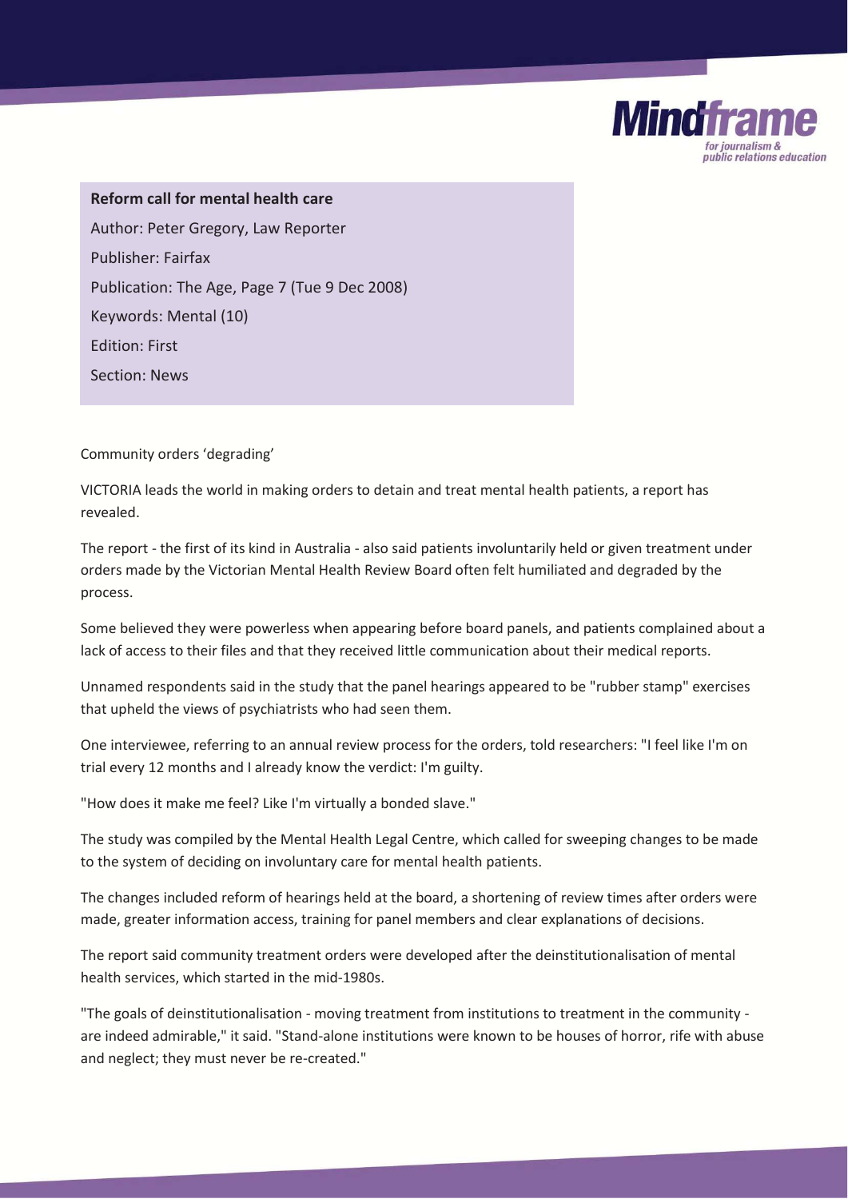**Reform call for mental health care**

Author: Peter Gregory, Law Reporter

Publisher: Fairfax

Publication: The Age, Page 7 (Tue 9 Dec 2008)

Keywords: Mental (10)

Edition: First

Section: News

Community orders 'degrading'

VICTORIA leads the world in making orders to detain and treat mental health patients, a report has revealed.

The report - the first of its kind in Australia - also said patients involuntarily held or given treatment under orders made by the Victorian Mental Health Review Board often felt humiliated and degraded by the process.

Some believed they were powerless when appearing before board panels, and patients complained about a lack of access to their files and that they received little communication about their medical reports.

Unnamed respondents said in the study that the panel hearings appeared to be "rubber stamp" exercises that upheld the views of psychiatrists who had seen them.

One interviewee, referring to an annual review process for the orders, told researchers: "I feel like I'm on trial every 12 months and I already know the verdict: I'm guilty.

"How does it make me feel? Like I'm virtually a bonded slave."

The study was compiled by the Mental Health Legal Centre, which called for sweeping changes to be made to the system of deciding on involuntary care for mental health patients.

The changes included reform of hearings held at the board, a shortening of review times after orders were made, greater information access, training for panel members and clear explanations of decisions.

The report said community treatment orders were developed after the deinstitutionalisation of mental health services, which started in the mid-1980s.

"The goals of deinstitutionalisation - moving treatment from institutions to treatment in the community - are indeed admirable," it said. "Stand-alone institutions were known to be houses of horror, rife with abuse and neglect; they must never be re-created."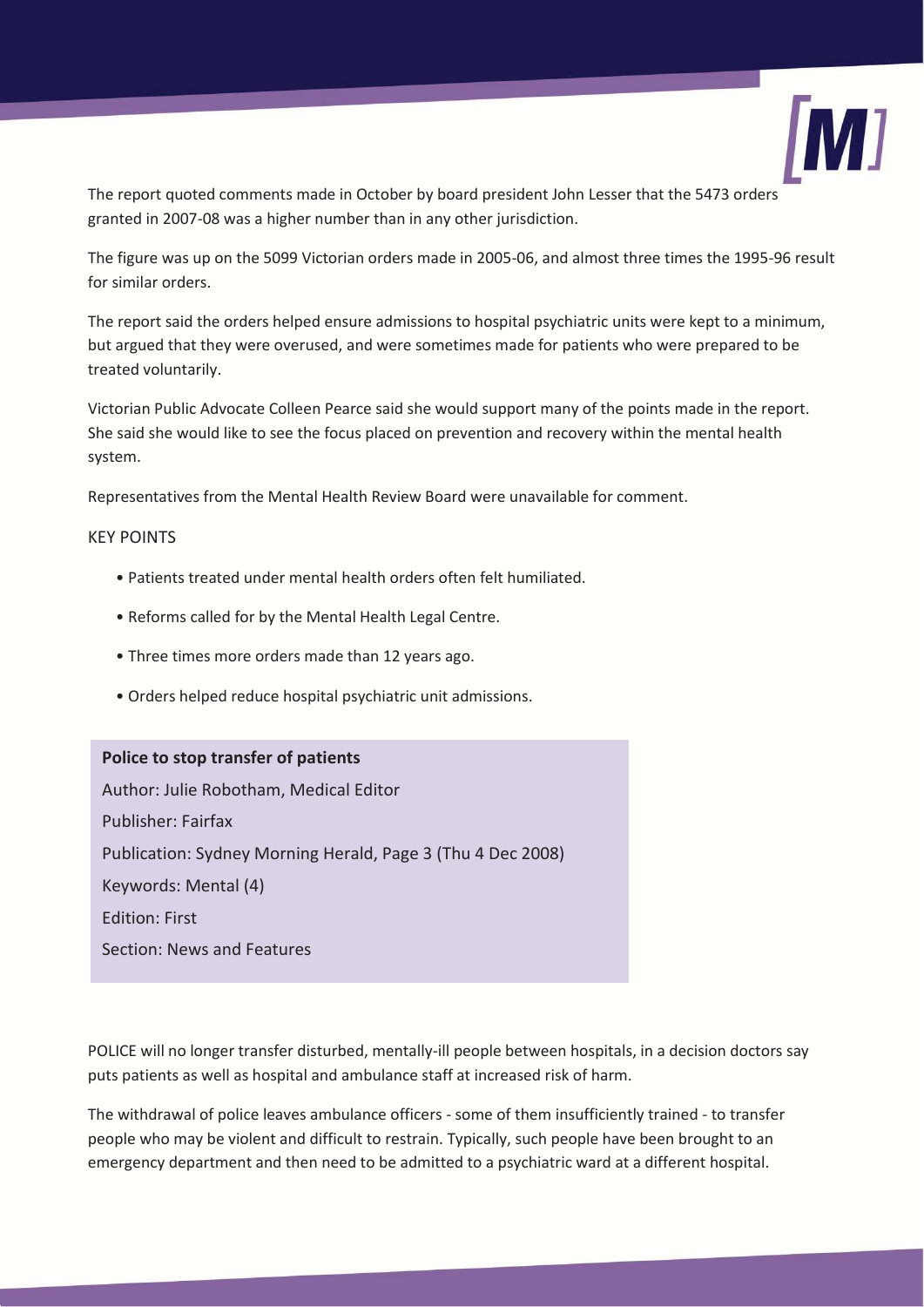The report quoted comments made in October by board president John Lesser that the 5473 orders granted in 2007-08 was a higher number than in any other jurisdiction.

The figure was up on the 5099 Victorian orders made in 2005-06, and almost three times the 1995-96 result for similar orders.

The report said the orders helped ensure admissions to hospital psychiatric units were kept to a minimum, but argued that they were overused, and were sometimes made for patients who were prepared to be treated voluntarily.

Victorian Public Advocate Colleen Pearce said she would support many of the points made in the report. She said she would like to see the focus placed on prevention and recovery within the mental health system.

Representatives from the Mental Health Review Board were unavailable for comment.

KEY POINTS

- Patients treated under mental health orders often felt humiliated.
- Reforms called for by the Mental Health Legal Centre.
- Three times more orders made than 12 years ago.
- Orders helped reduce hospital psychiatric unit admissions.

**Police to stop transfer of patients**

Author: Julie Robotham, Medical Editor

Publisher: Fairfax

Publication: Sydney Morning Herald, Page 3 (Thu 4 Dec 2008)

Keywords: Mental (4)

Edition: First

Section: News and Features

POLICE will no longer transfer disturbed, mentally-ill people between hospitals, in a decision doctors say puts patients as well as hospital and ambulance staff at increased risk of harm.

The withdrawal of police leaves ambulance officers - some of them insufficiently trained - to transfer people who may be violent and difficult to restrain. Typically, such people have been brought to an emergency department and then need to be admitted to a psychiatric ward at a different hospital.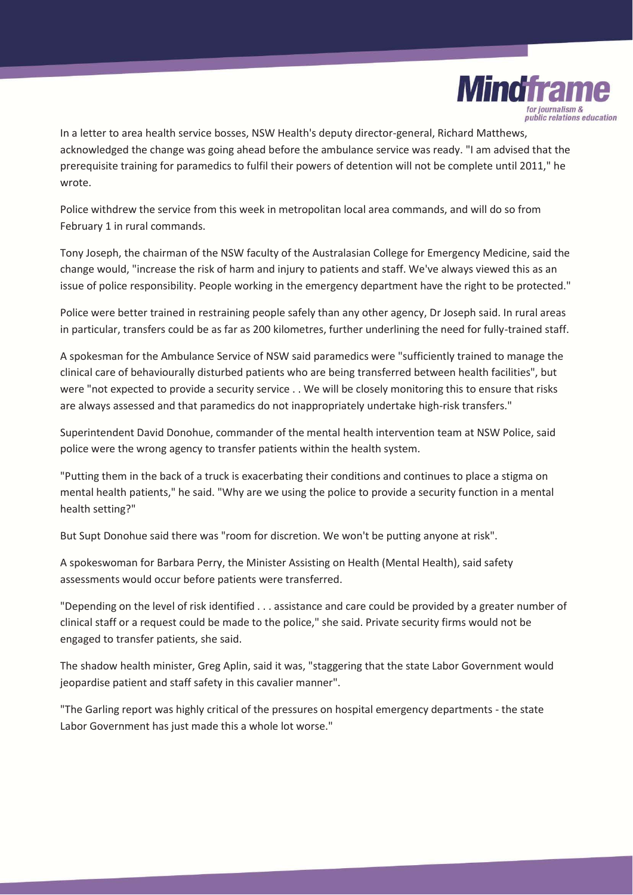In a letter to area health service bosses, NSW Health's deputy director-general, Richard Matthews, acknowledged the change was going ahead before the ambulance service was ready. "I am advised that the prerequisite training for paramedics to fulfil their powers of detention will not be complete until 2011," he wrote.

Police withdrew the service from this week in metropolitan local area commands, and will do so from February 1 in rural commands.

Tony Joseph, the chairman of the NSW faculty of the Australasian College for Emergency Medicine, said the change would, "increase the risk of harm and injury to patients and staff. We've always viewed this as an issue of police responsibility. People working in the emergency department have the right to be protected."

Police were better trained in restraining people safely than any other agency, Dr Joseph said. In rural areas in particular, transfers could be as far as 200 kilometres, further underlining the need for fully-trained staff.

A spokesman for the Ambulance Service of NSW said paramedics were "sufficiently trained to manage the clinical care of behaviourally disturbed patients who are being transferred between health facilities", but were "not expected to provide a security service . . We will be closely monitoring this to ensure that risks are always assessed and that paramedics do not inappropriately undertake high-risk transfers."

Superintendent David Donohue, commander of the mental health intervention team at NSW Police, said police were the wrong agency to transfer patients within the health system.

"Putting them in the back of a truck is exacerbating their conditions and continues to place a stigma on mental health patients," he said. "Why are we using the police to provide a security function in a mental health setting?"

But Supt Donohue said there was "room for discretion. We won't be putting anyone at risk".

A spokeswoman for Barbara Perry, the Minister Assisting on Health (Mental Health), said safety assessments would occur before patients were transferred.

"Depending on the level of risk identified . . . assistance and care could be provided by a greater number of clinical staff or a request could be made to the police," she said. Private security firms would not be engaged to transfer patients, she said.

The shadow health minister, Greg Aplin, said it was, "staggering that the state Labor Government would jeopardise patient and staff safety in this cavalier manner".

"The Garling report was highly critical of the pressures on hospital emergency departments - the state Labor Government has just made this a whole lot worse."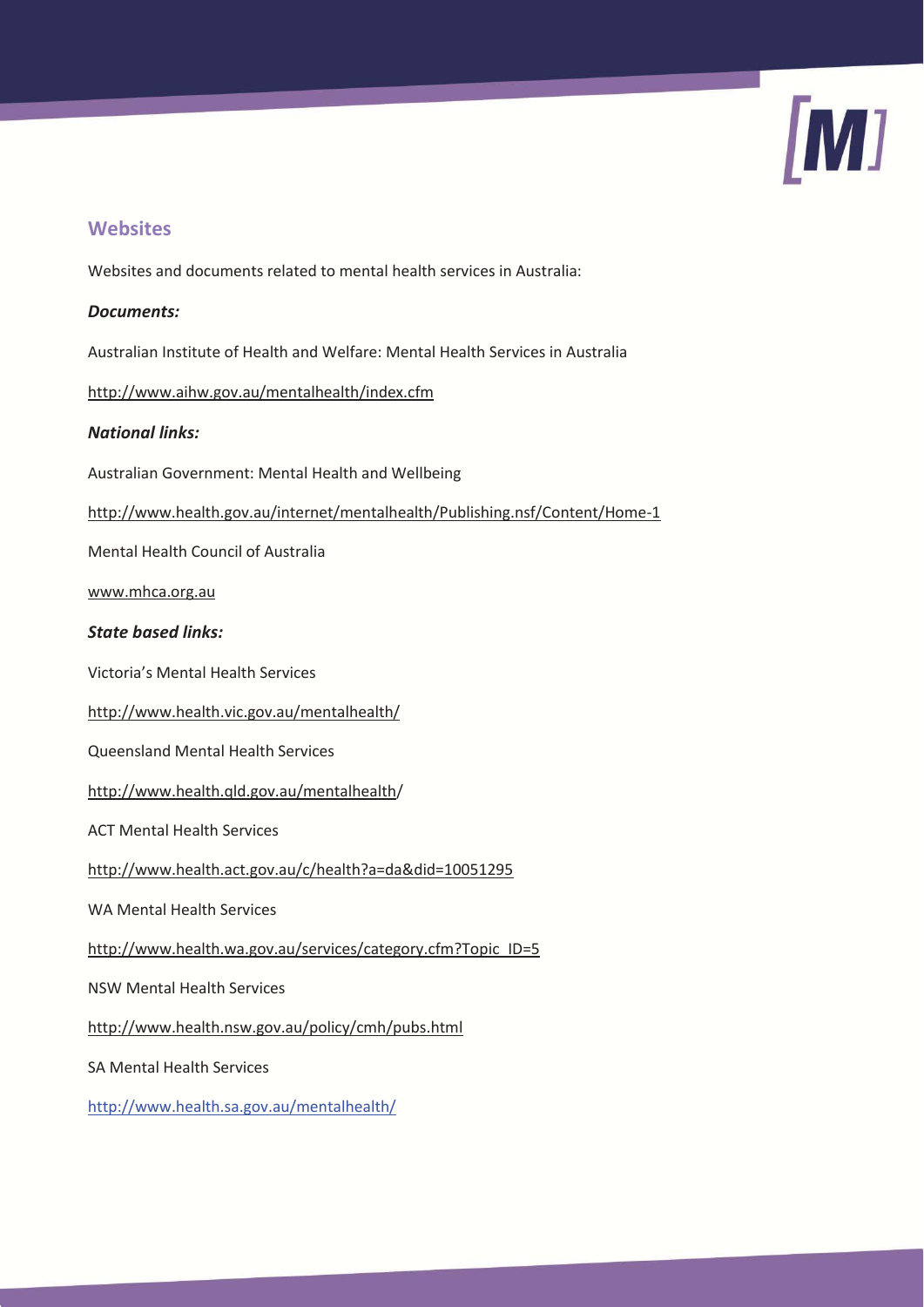## Websites

Websites and documents related to mental health services in Australia:

***Documents:***

Australian Institute of Health and Welfare: Mental Health Services in Australia

http://www.aihw.gov.au/mentalhealth/index.cfm

***National links:***

Australian Government: Mental Health and Wellbeing

http://www.health.gov.au/internet/mentalhealth/Publishing.nsf/Content/Home-1

Mental Health Council of Australia

www.mhca.org.au

***State based links:***

Victoria's Mental Health Services

http://www.health.vic.gov.au/mentalhealth/

Queensland Mental Health Services

http://www.health.qld.gov.au/mentalhealth/

ACT Mental Health Services

http://www.health.act.gov.au/c/health?a=da&did=10051295

WA Mental Health Services

http://www.health.wa.gov.au/services/category.cfm?Topic_ID=5

NSW Mental Health Services

http://www.health.nsw.gov.au/policy/cmh/pubs.html

SA Mental Health Services

http://www.health.sa.gov.au/mentalhealth/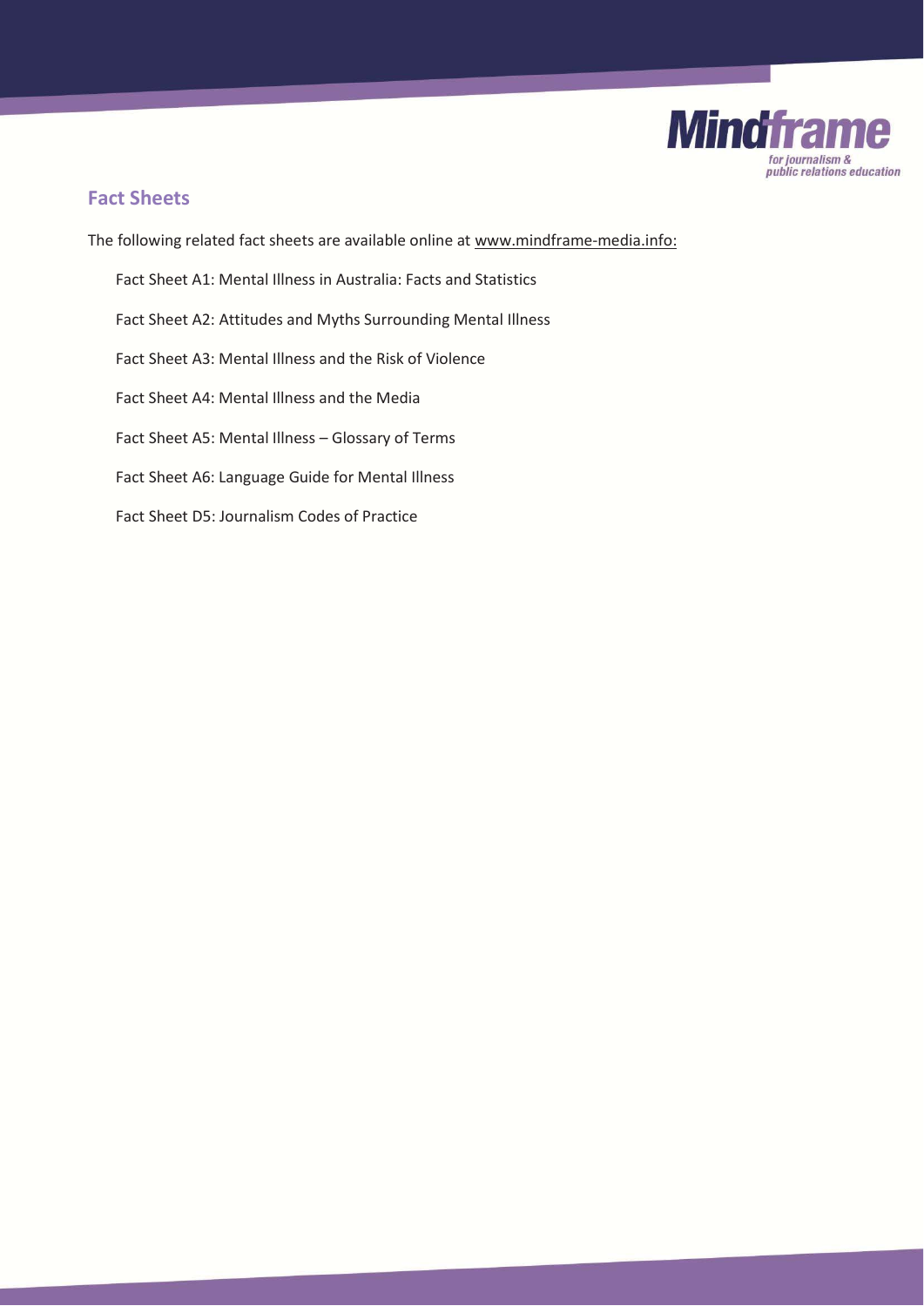## Fact Sheets

The following related fact sheets are available online at www.mindframe-media.info:

Fact Sheet A1: Mental Illness in Australia: Facts and Statistics

Fact Sheet A2: Attitudes and Myths Surrounding Mental Illness

Fact Sheet A3: Mental Illness and the Risk of Violence

Fact Sheet A4: Mental Illness and the Media

Fact Sheet A5: Mental Illness – Glossary of Terms

Fact Sheet A6: Language Guide for Mental Illness

Fact Sheet D5: Journalism Codes of Practice